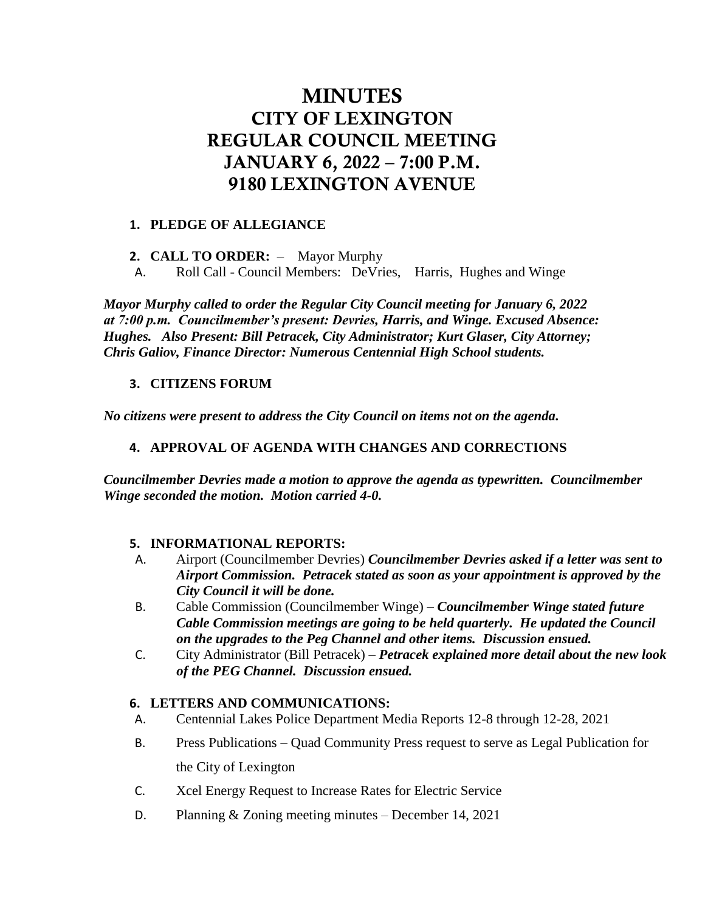# MINUTES
# CITY OF LEXINGTON
# REGULAR COUNCIL MEETING
# JANUARY 6, 2022 – 7:00 P.M.
# 9180 LEXINGTON AVENUE

**1. PLEDGE OF ALLEGIANCE**

**2. CALL TO ORDER:** – Mayor Murphy

A. Roll Call - Council Members: DeVries, Harris, Hughes and Winge

***Mayor Murphy called to order the Regular City Council meeting for January 6, 2022 at 7:00 p.m. Councilmember's present: Devries, Harris, and Winge. Excused Absence: Hughes. Also Present: Bill Petracek, City Administrator; Kurt Glaser, City Attorney; Chris Galiov, Finance Director: Numerous Centennial High School students.***

**3. CITIZENS FORUM**

***No citizens were present to address the City Council on items not on the agenda.***

**4. APPROVAL OF AGENDA WITH CHANGES AND CORRECTIONS**

***Councilmember Devries made a motion to approve the agenda as typewritten. Councilmember Winge seconded the motion. Motion carried 4-0.***

**5. INFORMATIONAL REPORTS:**

A. Airport (Councilmember Devries) ***Councilmember Devries asked if a letter was sent to Airport Commission. Petracek stated as soon as your appointment is approved by the City Council it will be done.***

B. Cable Commission (Councilmember Winge) – ***Councilmember Winge stated future Cable Commission meetings are going to be held quarterly. He updated the Council on the upgrades to the Peg Channel and other items. Discussion ensued.***

C. City Administrator (Bill Petracek) – ***Petracek explained more detail about the new look of the PEG Channel. Discussion ensued.***

**6. LETTERS AND COMMUNICATIONS:**

A. Centennial Lakes Police Department Media Reports 12-8 through 12-28, 2021

B. Press Publications – Quad Community Press request to serve as Legal Publication for the City of Lexington

C. Xcel Energy Request to Increase Rates for Electric Service

D. Planning & Zoning meeting minutes – December 14, 2021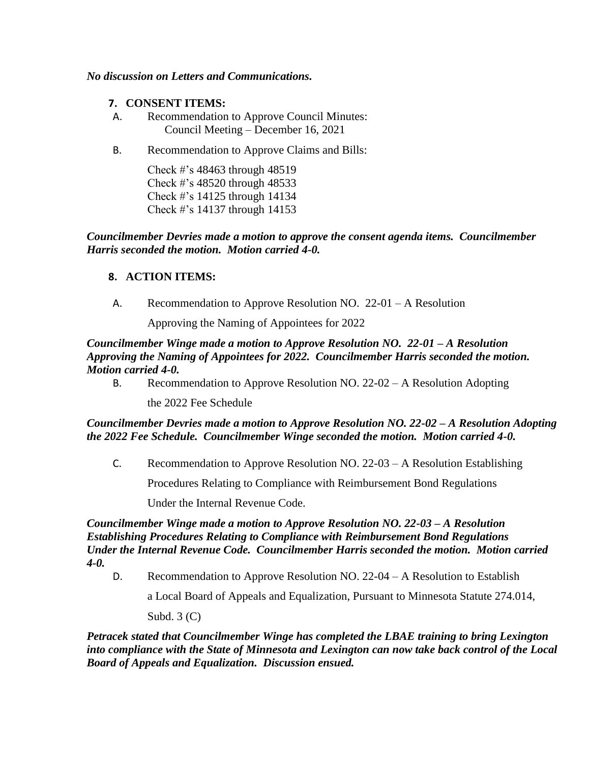***No discussion on Letters and Communications.***

**7. CONSENT ITEMS:**

A. Recommendation to Approve Council Minutes:
   Council Meeting – December 16, 2021

B. Recommendation to Approve Claims and Bills:

   Check #'s 48463 through 48519
   Check #'s 48520 through 48533
   Check #'s 14125 through 14134
   Check #'s 14137 through 14153

***Councilmember Devries made a motion to approve the consent agenda items. Councilmember Harris seconded the motion. Motion carried 4-0.***

**8. ACTION ITEMS:**

A. Recommendation to Approve Resolution NO. 22-01 – A Resolution Approving the Naming of Appointees for 2022

***Councilmember Winge made a motion to Approve Resolution NO. 22-01 – A Resolution Approving the Naming of Appointees for 2022. Councilmember Harris seconded the motion. Motion carried 4-0.***

B. Recommendation to Approve Resolution NO. 22-02 – A Resolution Adopting the 2022 Fee Schedule

***Councilmember Devries made a motion to Approve Resolution NO. 22-02 – A Resolution Adopting the 2022 Fee Schedule. Councilmember Winge seconded the motion. Motion carried 4-0.***

C. Recommendation to Approve Resolution NO. 22-03 – A Resolution Establishing Procedures Relating to Compliance with Reimbursement Bond Regulations Under the Internal Revenue Code.

***Councilmember Winge made a motion to Approve Resolution NO. 22-03 – A Resolution Establishing Procedures Relating to Compliance with Reimbursement Bond Regulations Under the Internal Revenue Code. Councilmember Harris seconded the motion. Motion carried 4-0.***

D. Recommendation to Approve Resolution NO. 22-04 – A Resolution to Establish a Local Board of Appeals and Equalization, Pursuant to Minnesota Statute 274.014, Subd. 3 (C)

***Petracek stated that Councilmember Winge has completed the LBAE training to bring Lexington into compliance with the State of Minnesota and Lexington can now take back control of the Local Board of Appeals and Equalization. Discussion ensued.***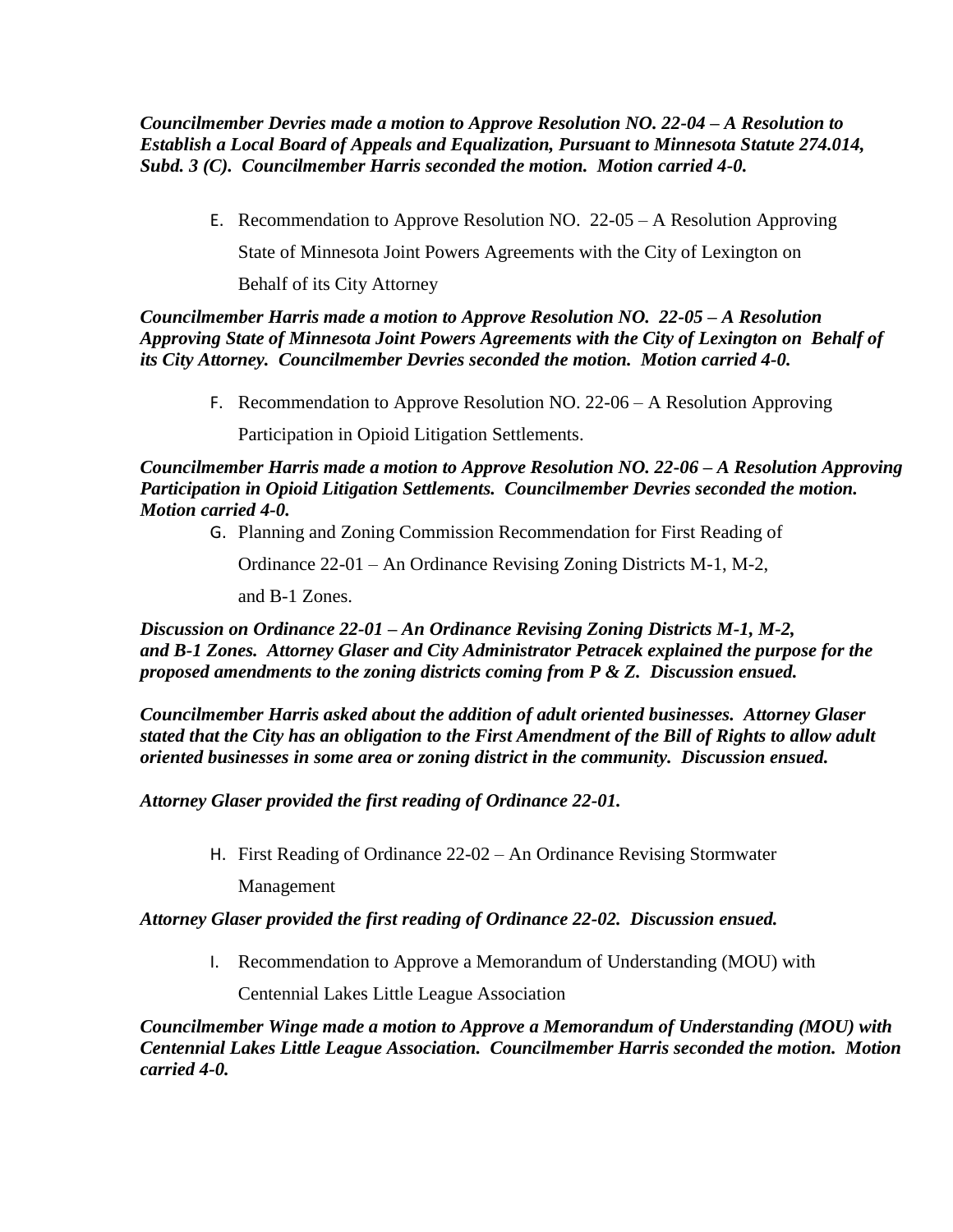***Councilmember Devries made a motion to Approve Resolution NO. 22-04 – A Resolution to Establish a Local Board of Appeals and Equalization, Pursuant to Minnesota Statute 274.014, Subd. 3 (C). Councilmember Harris seconded the motion. Motion carried 4-0.***

E. Recommendation to Approve Resolution NO. 22-05 – A Resolution Approving State of Minnesota Joint Powers Agreements with the City of Lexington on Behalf of its City Attorney

***Councilmember Harris made a motion to Approve Resolution NO. 22-05 – A Resolution Approving State of Minnesota Joint Powers Agreements with the City of Lexington on Behalf of its City Attorney. Councilmember Devries seconded the motion. Motion carried 4-0.***

F. Recommendation to Approve Resolution NO. 22-06 – A Resolution Approving Participation in Opioid Litigation Settlements.

***Councilmember Harris made a motion to Approve Resolution NO. 22-06 – A Resolution Approving Participation in Opioid Litigation Settlements. Councilmember Devries seconded the motion. Motion carried 4-0.***

G. Planning and Zoning Commission Recommendation for First Reading of Ordinance 22-01 – An Ordinance Revising Zoning Districts M-1, M-2, and B-1 Zones.

***Discussion on Ordinance 22-01 – An Ordinance Revising Zoning Districts M-1, M-2, and B-1 Zones. Attorney Glaser and City Administrator Petracek explained the purpose for the proposed amendments to the zoning districts coming from P & Z. Discussion ensued.***

***Councilmember Harris asked about the addition of adult oriented businesses. Attorney Glaser stated that the City has an obligation to the First Amendment of the Bill of Rights to allow adult oriented businesses in some area or zoning district in the community. Discussion ensued.***

***Attorney Glaser provided the first reading of Ordinance 22-01.***

H. First Reading of Ordinance 22-02 – An Ordinance Revising Stormwater Management

***Attorney Glaser provided the first reading of Ordinance 22-02. Discussion ensued.***

I. Recommendation to Approve a Memorandum of Understanding (MOU) with Centennial Lakes Little League Association

***Councilmember Winge made a motion to Approve a Memorandum of Understanding (MOU) with Centennial Lakes Little League Association. Councilmember Harris seconded the motion. Motion carried 4-0.***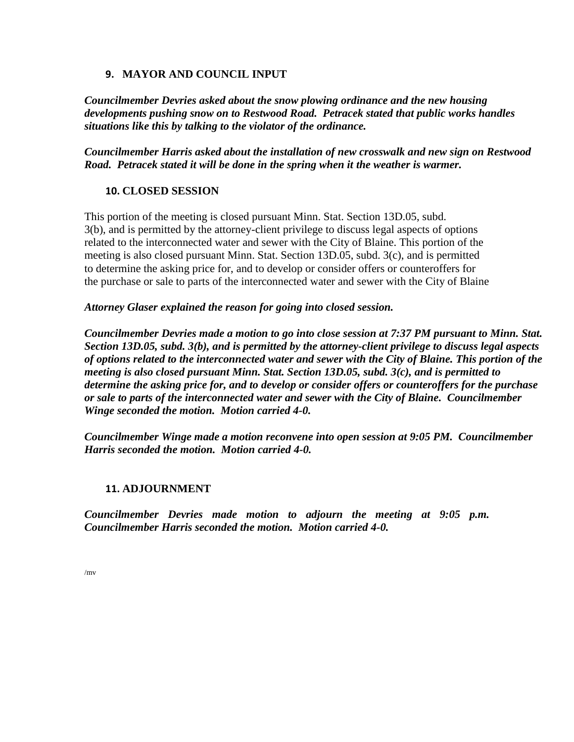## 9. MAYOR AND COUNCIL INPUT

***Councilmember Devries asked about the snow plowing ordinance and the new housing developments pushing snow on to Restwood Road. Petracek stated that public works handles situations like this by talking to the violator of the ordinance.***

***Councilmember Harris asked about the installation of new crosswalk and new sign on Restwood Road. Petracek stated it will be done in the spring when it the weather is warmer.***

## 10. CLOSED SESSION

This portion of the meeting is closed pursuant Minn. Stat. Section 13D.05, subd. 3(b), and is permitted by the attorney-client privilege to discuss legal aspects of options related to the interconnected water and sewer with the City of Blaine. This portion of the meeting is also closed pursuant Minn. Stat. Section 13D.05, subd. 3(c), and is permitted to determine the asking price for, and to develop or consider offers or counteroffers for the purchase or sale to parts of the interconnected water and sewer with the City of Blaine

***Attorney Glaser explained the reason for going into closed session.***

***Councilmember Devries made a motion to go into close session at 7:37 PM pursuant to Minn. Stat. Section 13D.05, subd. 3(b), and is permitted by the attorney-client privilege to discuss legal aspects of options related to the interconnected water and sewer with the City of Blaine. This portion of the meeting is also closed pursuant Minn. Stat. Section 13D.05, subd. 3(c), and is permitted to determine the asking price for, and to develop or consider offers or counteroffers for the purchase or sale to parts of the interconnected water and sewer with the City of Blaine. Councilmember Winge seconded the motion. Motion carried 4-0.***

***Councilmember Winge made a motion reconvene into open session at 9:05 PM. Councilmember Harris seconded the motion. Motion carried 4-0.***

## 11. ADJOURNMENT

***Councilmember Devries made motion to adjourn the meeting at 9:05 p.m. Councilmember Harris seconded the motion. Motion carried 4-0.***

/mv